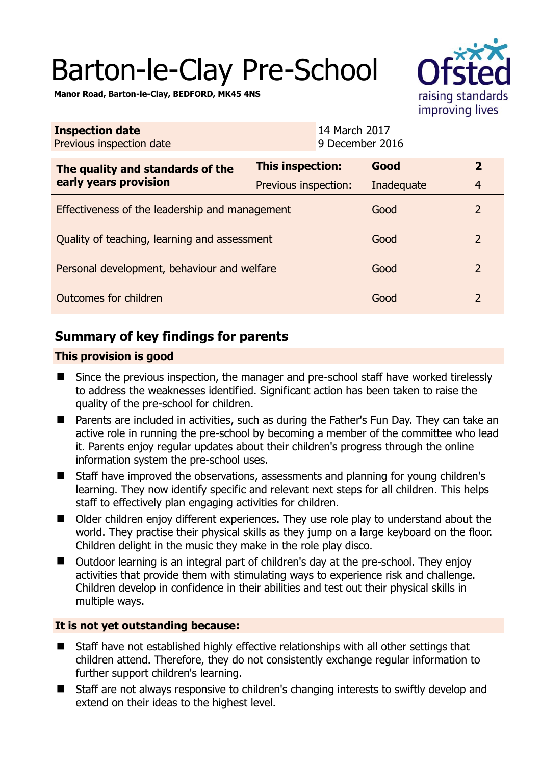# Barton-le-Clay Pre-School

**Manor Road, Barton-le-Clay, BEDFORD, MK45 4NS**

| | |
|---|---|
| **Inspection date** | 14 March 2017 |
| Previous inspection date | 9 December 2016 |

| **The quality and standards of the early years provision** | **This inspection:** | **Good** | **2** |
|---|---|---|---|
| | Previous inspection: | Inadequate | 4 |
| Effectiveness of the leadership and management | | Good | 2 |
| Quality of teaching, learning and assessment | | Good | 2 |
| Personal development, behaviour and welfare | | Good | 2 |
| Outcomes for children | | Good | 2 |

## Summary of key findings for parents

### This provision is good

- Since the previous inspection, the manager and pre-school staff have worked tirelessly to address the weaknesses identified. Significant action has been taken to raise the quality of the pre-school for children.
- Parents are included in activities, such as during the Father's Fun Day. They can take an active role in running the pre-school by becoming a member of the committee who lead it. Parents enjoy regular updates about their children's progress through the online information system the pre-school uses.
- Staff have improved the observations, assessments and planning for young children's learning. They now identify specific and relevant next steps for all children. This helps staff to effectively plan engaging activities for children.
- Older children enjoy different experiences. They use role play to understand about the world. They practise their physical skills as they jump on a large keyboard on the floor. Children delight in the music they make in the role play disco.
- Outdoor learning is an integral part of children's day at the pre-school. They enjoy activities that provide them with stimulating ways to experience risk and challenge. Children develop in confidence in their abilities and test out their physical skills in multiple ways.

### It is not yet outstanding because:

- Staff have not established highly effective relationships with all other settings that children attend. Therefore, they do not consistently exchange regular information to further support children's learning.
- Staff are not always responsive to children's changing interests to swiftly develop and extend on their ideas to the highest level.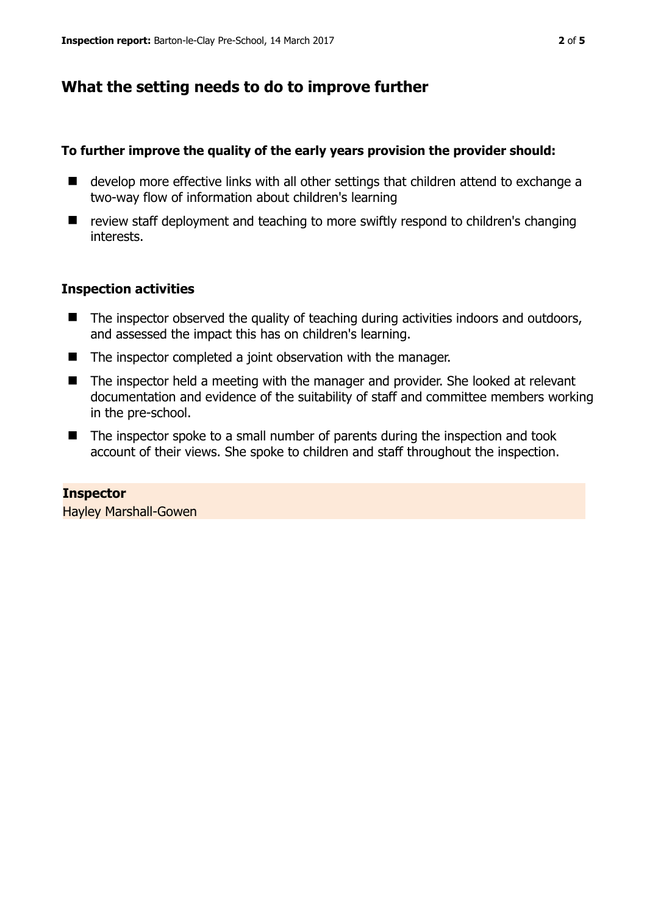## What the setting needs to do to improve further

**To further improve the quality of the early years provision the provider should:**

- develop more effective links with all other settings that children attend to exchange a two-way flow of information about children's learning
- review staff deployment and teaching to more swiftly respond to children's changing interests.

### Inspection activities

- The inspector observed the quality of teaching during activities indoors and outdoors, and assessed the impact this has on children's learning.
- The inspector completed a joint observation with the manager.
- The inspector held a meeting with the manager and provider. She looked at relevant documentation and evidence of the suitability of staff and committee members working in the pre-school.
- The inspector spoke to a small number of parents during the inspection and took account of their views. She spoke to children and staff throughout the inspection.

**Inspector**

Hayley Marshall-Gowen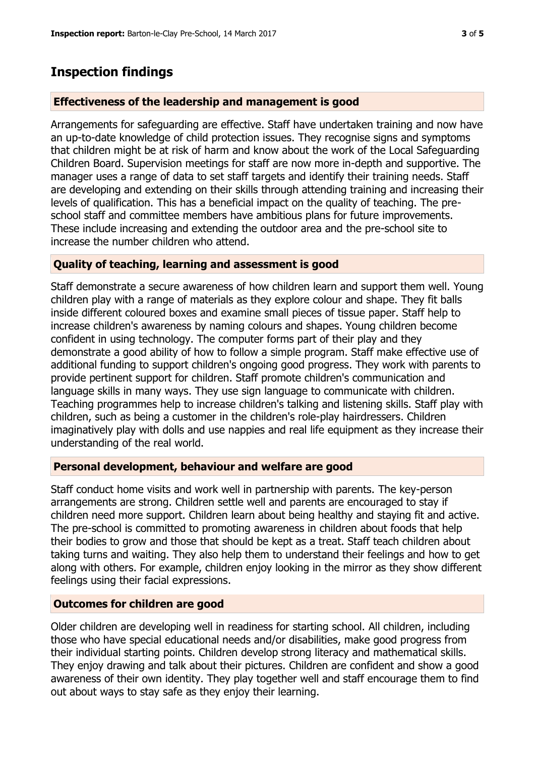# Inspection findings

### Effectiveness of the leadership and management is good

Arrangements for safeguarding are effective. Staff have undertaken training and now have an up-to-date knowledge of child protection issues. They recognise signs and symptoms that children might be at risk of harm and know about the work of the Local Safeguarding Children Board. Supervision meetings for staff are now more in-depth and supportive. The manager uses a range of data to set staff targets and identify their training needs. Staff are developing and extending on their skills through attending training and increasing their levels of qualification. This has a beneficial impact on the quality of teaching. The pre-school staff and committee members have ambitious plans for future improvements. These include increasing and extending the outdoor area and the pre-school site to increase the number children who attend.

### Quality of teaching, learning and assessment is good

Staff demonstrate a secure awareness of how children learn and support them well. Young children play with a range of materials as they explore colour and shape. They fit balls inside different coloured boxes and examine small pieces of tissue paper. Staff help to increase children's awareness by naming colours and shapes. Young children become confident in using technology. The computer forms part of their play and they demonstrate a good ability of how to follow a simple program. Staff make effective use of additional funding to support children's ongoing good progress. They work with parents to provide pertinent support for children. Staff promote children's communication and language skills in many ways. They use sign language to communicate with children. Teaching programmes help to increase children's talking and listening skills. Staff play with children, such as being a customer in the children's role-play hairdressers. Children imaginatively play with dolls and use nappies and real life equipment as they increase their understanding of the real world.

### Personal development, behaviour and welfare are good

Staff conduct home visits and work well in partnership with parents. The key-person arrangements are strong. Children settle well and parents are encouraged to stay if children need more support. Children learn about being healthy and staying fit and active. The pre-school is committed to promoting awareness in children about foods that help their bodies to grow and those that should be kept as a treat. Staff teach children about taking turns and waiting. They also help them to understand their feelings and how to get along with others. For example, children enjoy looking in the mirror as they show different feelings using their facial expressions.

### Outcomes for children are good

Older children are developing well in readiness for starting school. All children, including those who have special educational needs and/or disabilities, make good progress from their individual starting points. Children develop strong literacy and mathematical skills. They enjoy drawing and talk about their pictures. Children are confident and show a good awareness of their own identity. They play together well and staff encourage them to find out about ways to stay safe as they enjoy their learning.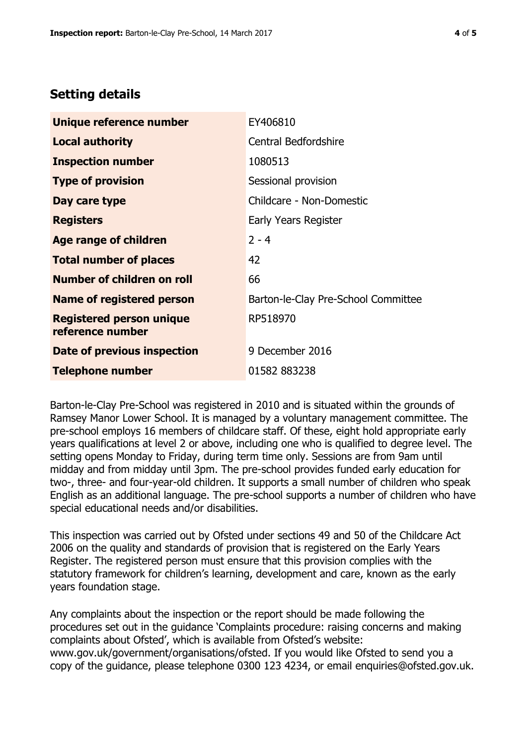## Setting details

| | |
|---|---|
| **Unique reference number** | EY406810 |
| **Local authority** | Central Bedfordshire |
| **Inspection number** | 1080513 |
| **Type of provision** | Sessional provision |
| **Day care type** | Childcare - Non-Domestic |
| **Registers** | Early Years Register |
| **Age range of children** | 2 - 4 |
| **Total number of places** | 42 |
| **Number of children on roll** | 66 |
| **Name of registered person** | Barton-le-Clay Pre-School Committee |
| **Registered person unique reference number** | RP518970 |
| **Date of previous inspection** | 9 December 2016 |
| **Telephone number** | 01582 883238 |

Barton-le-Clay Pre-School was registered in 2010 and is situated within the grounds of Ramsey Manor Lower School. It is managed by a voluntary management committee. The pre-school employs 16 members of childcare staff. Of these, eight hold appropriate early years qualifications at level 2 or above, including one who is qualified to degree level. The setting opens Monday to Friday, during term time only. Sessions are from 9am until midday and from midday until 3pm. The pre-school provides funded early education for two-, three- and four-year-old children. It supports a small number of children who speak English as an additional language. The pre-school supports a number of children who have special educational needs and/or disabilities.

This inspection was carried out by Ofsted under sections 49 and 50 of the Childcare Act 2006 on the quality and standards of provision that is registered on the Early Years Register. The registered person must ensure that this provision complies with the statutory framework for children's learning, development and care, known as the early years foundation stage.

Any complaints about the inspection or the report should be made following the procedures set out in the guidance 'Complaints procedure: raising concerns and making complaints about Ofsted', which is available from Ofsted's website: www.gov.uk/government/organisations/ofsted. If you would like Ofsted to send you a copy of the guidance, please telephone 0300 123 4234, or email enquiries@ofsted.gov.uk.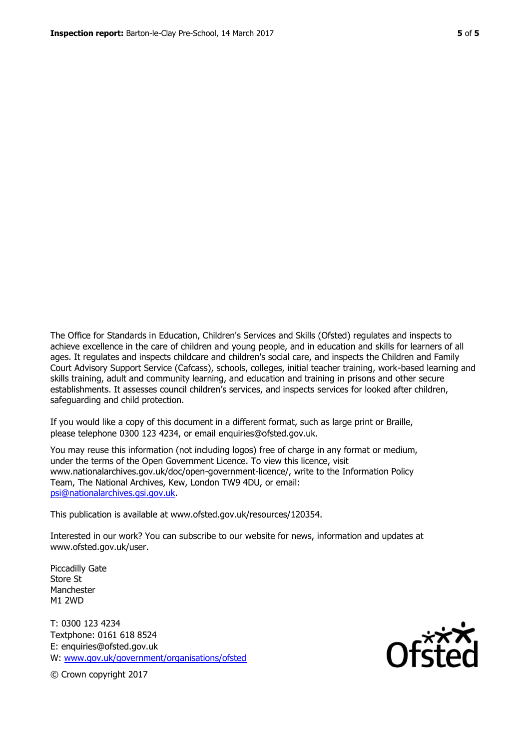The Office for Standards in Education, Children's Services and Skills (Ofsted) regulates and inspects to achieve excellence in the care of children and young people, and in education and skills for learners of all ages. It regulates and inspects childcare and children's social care, and inspects the Children and Family Court Advisory Support Service (Cafcass), schools, colleges, initial teacher training, work-based learning and skills training, adult and community learning, and education and training in prisons and other secure establishments. It assesses council children's services, and inspects services for looked after children, safeguarding and child protection.

If you would like a copy of this document in a different format, such as large print or Braille, please telephone 0300 123 4234, or email enquiries@ofsted.gov.uk.

You may reuse this information (not including logos) free of charge in any format or medium, under the terms of the Open Government Licence. To view this licence, visit www.nationalarchives.gov.uk/doc/open-government-licence/, write to the Information Policy Team, The National Archives, Kew, London TW9 4DU, or email: psi@nationalarchives.gsi.gov.uk.

This publication is available at www.ofsted.gov.uk/resources/120354.

Interested in our work? You can subscribe to our website for news, information and updates at www.ofsted.gov.uk/user.

Piccadilly Gate
Store St
Manchester
M1 2WD

T: 0300 123 4234
Textphone: 0161 618 8524
E: enquiries@ofsted.gov.uk
W: www.gov.uk/government/organisations/ofsted

© Crown copyright 2017